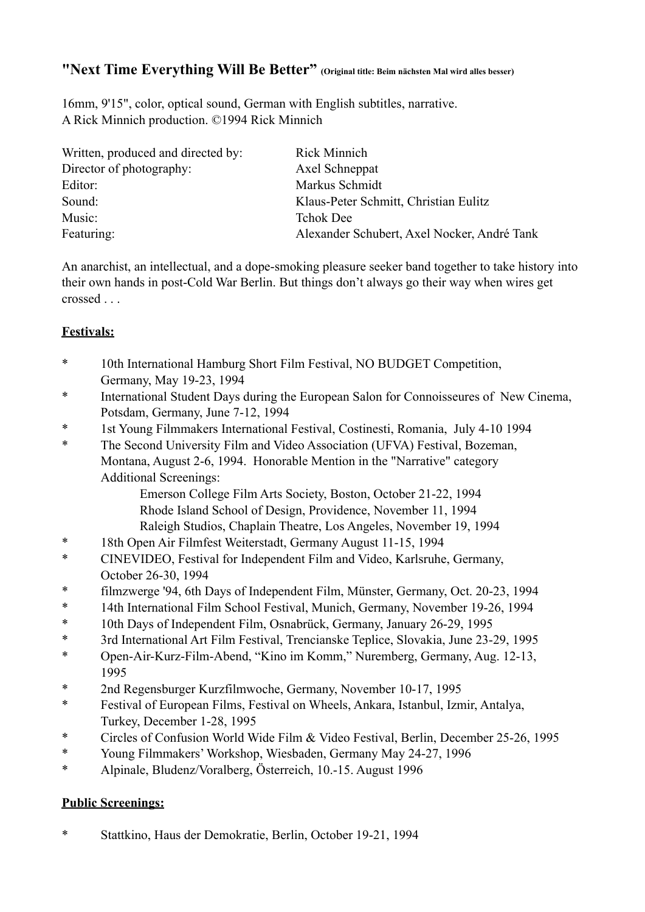# "Next Time Everything Will Be Better" (Original title: Beim nächsten Mal wird alles besser)

16mm, 9'15", color, optical sound, German with English subtitles, narrative.
A Rick Minnich production. ©1994 Rick Minnich

| | |
|---|---|
| Written, produced and directed by: | Rick Minnich |
| Director of photography: | Axel Schneppat |
| Editor: | Markus Schmidt |
| Sound: | Klaus-Peter Schmitt, Christian Eulitz |
| Music: | Tchok Dee |
| Featuring: | Alexander Schubert, Axel Nocker, André Tank |

An anarchist, an intellectual, and a dope-smoking pleasure seeker band together to take history into their own hands in post-Cold War Berlin. But things don't always go their way when wires get crossed . . .

**Festivals:**

* 10th International Hamburg Short Film Festival, NO BUDGET Competition, Germany, May 19-23, 1994
* International Student Days during the European Salon for Connoisseures of New Cinema, Potsdam, Germany, June 7-12, 1994
* 1st Young Filmmakers International Festival, Costinesti, Romania, July 4-10 1994
* The Second University Film and Video Association (UFVA) Festival, Bozeman, Montana, August 2-6, 1994. Honorable Mention in the "Narrative" category
  Additional Screenings:
    - Emerson College Film Arts Society, Boston, October 21-22, 1994
    - Rhode Island School of Design, Providence, November 11, 1994
    - Raleigh Studios, Chaplain Theatre, Los Angeles, November 19, 1994
* 18th Open Air Filmfest Weiterstadt, Germany August 11-15, 1994
* CINEVIDEO, Festival for Independent Film and Video, Karlsruhe, Germany, October 26-30, 1994
* filmzwerge '94, 6th Days of Independent Film, Münster, Germany, Oct. 20-23, 1994
* 14th International Film School Festival, Munich, Germany, November 19-26, 1994
* 10th Days of Independent Film, Osnabrück, Germany, January 26-29, 1995
* 3rd International Art Film Festival, Trencianske Teplice, Slovakia, June 23-29, 1995
* Open-Air-Kurz-Film-Abend, "Kino im Komm," Nuremberg, Germany, Aug. 12-13, 1995
* 2nd Regensburger Kurzfilmwoche, Germany, November 10-17, 1995
* Festival of European Films, Festival on Wheels, Ankara, Istanbul, Izmir, Antalya, Turkey, December 1-28, 1995
* Circles of Confusion World Wide Film & Video Festival, Berlin, December 25-26, 1995
* Young Filmmakers' Workshop, Wiesbaden, Germany May 24-27, 1996
* Alpinale, Bludenz/Voralberg, Österreich, 10.-15. August 1996

**Public Screenings:**

* Stattkino, Haus der Demokratie, Berlin, October 19-21, 1994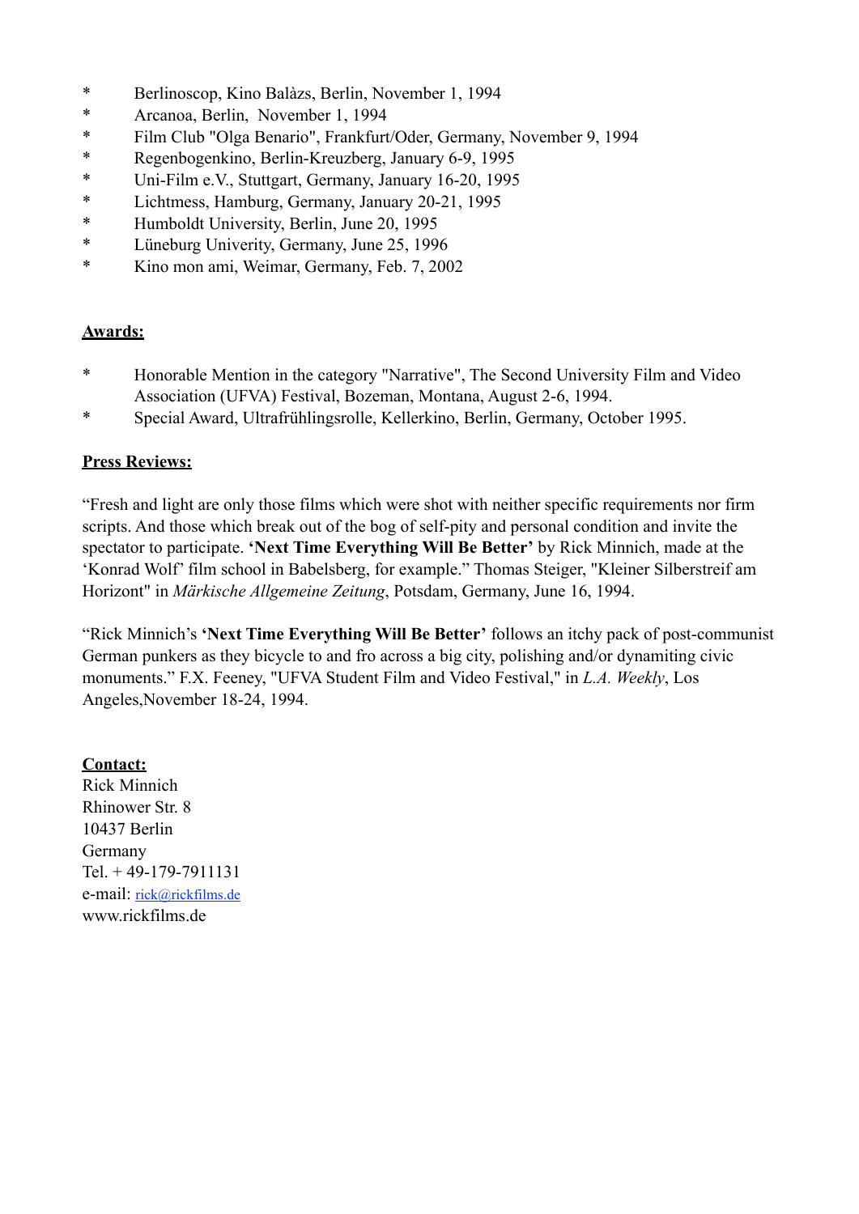* Berlinoscop, Kino Balàzs, Berlin, November 1, 1994
* Arcanoa, Berlin, November 1, 1994
* Film Club "Olga Benario", Frankfurt/Oder, Germany, November 9, 1994
* Regenbogenkino, Berlin-Kreuzberg, January 6-9, 1995
* Uni-Film e.V., Stuttgart, Germany, January 16-20, 1995
* Lichtmess, Hamburg, Germany, January 20-21, 1995
* Humboldt University, Berlin, June 20, 1995
* Lüneburg Univerity, Germany, June 25, 1996
* Kino mon ami, Weimar, Germany, Feb. 7, 2002

**Awards:**

* Honorable Mention in the category "Narrative", The Second University Film and Video Association (UFVA) Festival, Bozeman, Montana, August 2-6, 1994.
* Special Award, Ultrafrühlingsrolle, Kellerkino, Berlin, Germany, October 1995.

**Press Reviews:**

"Fresh and light are only those films which were shot with neither specific requirements nor firm scripts. And those which break out of the bog of self-pity and personal condition and invite the spectator to participate. **'Next Time Everything Will Be Better'** by Rick Minnich, made at the 'Konrad Wolf' film school in Babelsberg, for example." Thomas Steiger, "Kleiner Silberstreif am Horizont" in *Märkische Allgemeine Zeitung*, Potsdam, Germany, June 16, 1994.

"Rick Minnich's **'Next Time Everything Will Be Better'** follows an itchy pack of post-communist German punkers as they bicycle to and fro across a big city, polishing and/or dynamiting civic monuments." F.X. Feeney, "UFVA Student Film and Video Festival," in *L.A. Weekly*, Los Angeles,November 18-24, 1994.

**Contact:**
Rick Minnich
Rhinower Str. 8
10437 Berlin
Germany
Tel. + 49-179-7911131
e-mail: rick@rickfilms.de
www.rickfilms.de